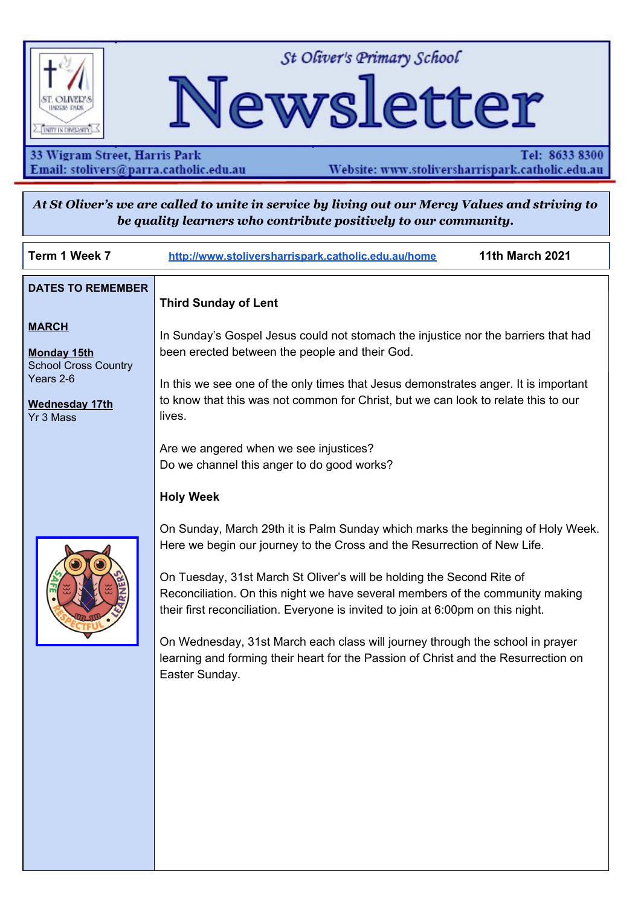# St Oliver's Primary School Newsletter

33 Wigram Street, Harris Park
Email: stolivers@parra.catholic.edu.au

Tel: 8633 8300
Website: www.stoliversharrispark.catholic.edu.au

***At St Oliver's we are called to unite in service by living out our Mercy Values and striving to be quality learners who contribute positively to our community.***

**Term 1 Week 7** | http://www.stoliversharrispark.catholic.edu.au/home | **11th March 2021**

**DATES TO REMEMBER**

**MARCH**

**Monday 15th**
School Cross Country Years 2-6

**Wednesday 17th**
Yr 3 Mass

**Third Sunday of Lent**

In Sunday's Gospel Jesus could not stomach the injustice nor the barriers that had been erected between the people and their God.

In this we see one of the only times that Jesus demonstrates anger. It is important to know that this was not common for Christ, but we can look to relate this to our lives.

Are we angered when we see injustices?
Do we channel this anger to do good works?

**Holy Week**

On Sunday, March 29th it is Palm Sunday which marks the beginning of Holy Week. Here we begin our journey to the Cross and the Resurrection of New Life.

On Tuesday, 31st March St Oliver's will be holding the Second Rite of Reconciliation. On this night we have several members of the community making their first reconciliation. Everyone is invited to join at 6:00pm on this night.

On Wednesday, 31st March each class will journey through the school in prayer learning and forming their heart for the Passion of Christ and the Resurrection on Easter Sunday.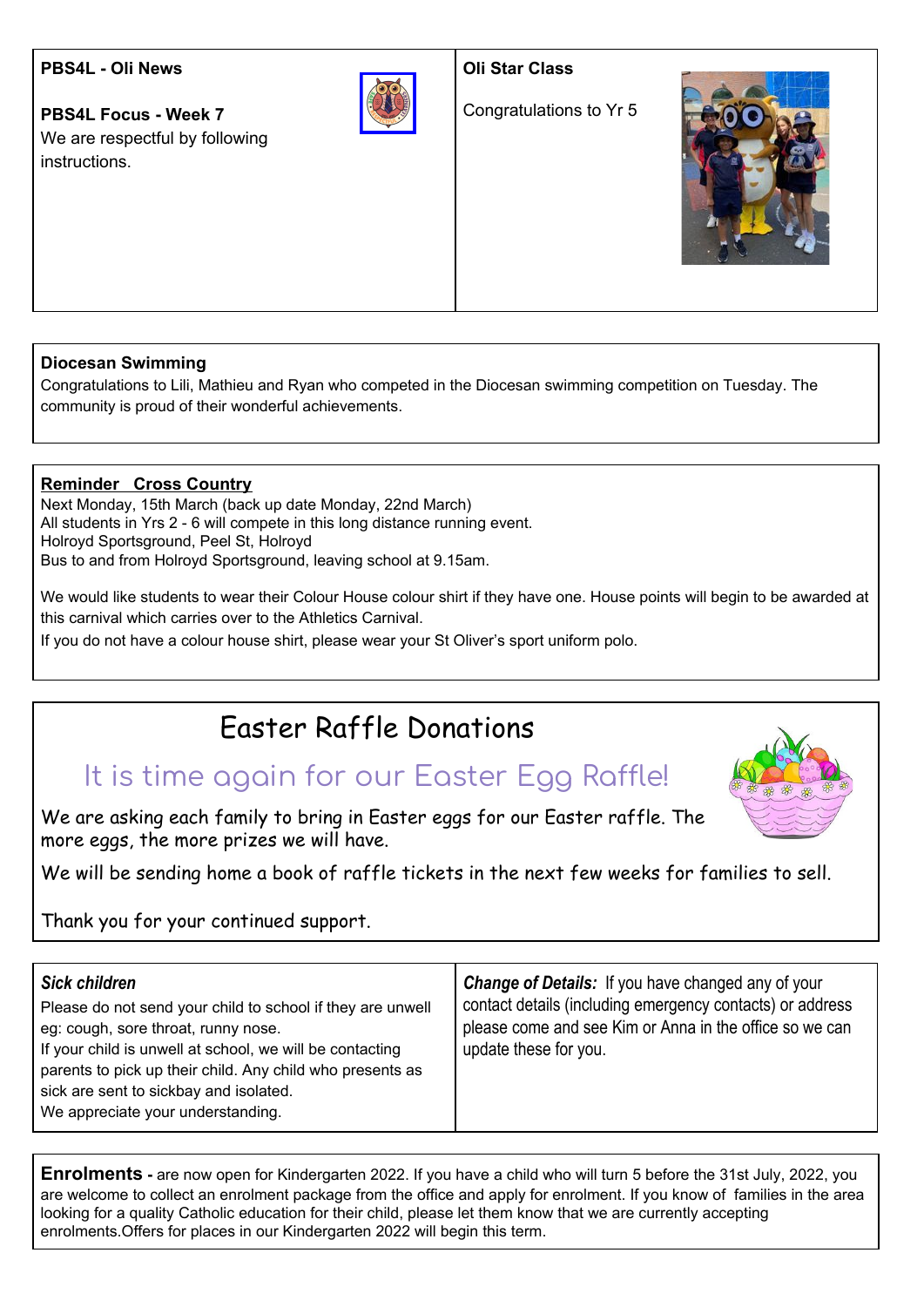**PBS4L - Oli News**

**PBS4L Focus - Week 7**

We are respectful by following instructions.

**Oli Star Class**

Congratulations to Yr 5

**Diocesan Swimming**

Congratulations to Lili, Mathieu and Ryan who competed in the Diocesan swimming competition on Tuesday. The community is proud of their wonderful achievements.

**Reminder Cross Country**

Next Monday, 15th March (back up date Monday, 22nd March)
All students in Yrs 2 - 6 will compete in this long distance running event.
Holroyd Sportsground, Peel St, Holroyd
Bus to and from Holroyd Sportsground, leaving school at 9.15am.

We would like students to wear their Colour House colour shirt if they have one. House points will begin to be awarded at this carnival which carries over to the Athletics Carnival.

If you do not have a colour house shirt, please wear your St Oliver's sport uniform polo.

## Easter Raffle Donations

### It is time again for our Easter Egg Raffle!

We are asking each family to bring in Easter eggs for our Easter raffle. The more eggs, the more prizes we will have.

We will be sending home a book of raffle tickets in the next few weeks for families to sell.

Thank you for your continued support.

***Sick children***

Please do not send your child to school if they are unwell eg: cough, sore throat, runny nose.
If your child is unwell at school, we will be contacting parents to pick up their child. Any child who presents as sick are sent to sickbay and isolated.
We appreciate your understanding.

***Change of Details:*** If you have changed any of your contact details (including emergency contacts) or address please come and see Kim or Anna in the office so we can update these for you.

**Enrolments -** are now open for Kindergarten 2022. If you have a child who will turn 5 before the 31st July, 2022, you are welcome to collect an enrolment package from the office and apply for enrolment. If you know of families in the area looking for a quality Catholic education for their child, please let them know that we are currently accepting enrolments.Offers for places in our Kindergarten 2022 will begin this term.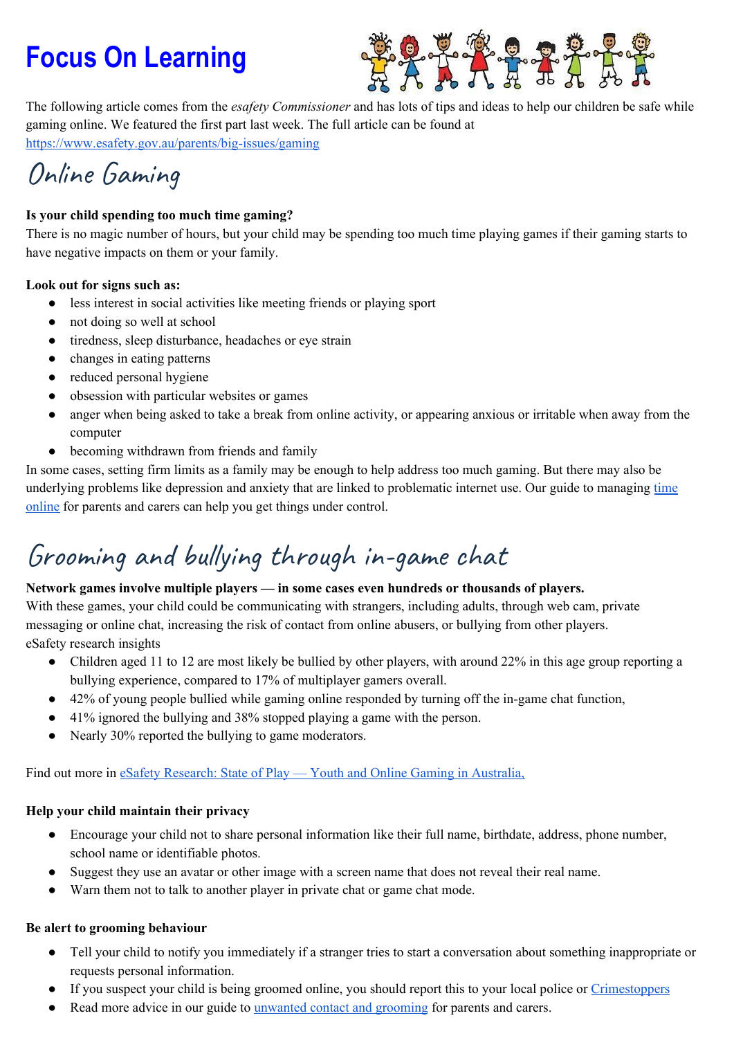# Focus On Learning

The following article comes from the *esafety Commissioner* and has lots of tips and ideas to help our children be safe while gaming online. We featured the first part last week. The full article can be found at https://www.esafety.gov.au/parents/big-issues/gaming

## Online Gaming

**Is your child spending too much time gaming?**
There is no magic number of hours, but your child may be spending too much time playing games if their gaming starts to have negative impacts on them or your family.

**Look out for signs such as:**

- less interest in social activities like meeting friends or playing sport
- not doing so well at school
- tiredness, sleep disturbance, headaches or eye strain
- changes in eating patterns
- reduced personal hygiene
- obsession with particular websites or games
- anger when being asked to take a break from online activity, or appearing anxious or irritable when away from the computer
- becoming withdrawn from friends and family

In some cases, setting firm limits as a family may be enough to help address too much gaming. But there may also be underlying problems like depression and anxiety that are linked to problematic internet use. Our guide to managing time online for parents and carers can help you get things under control.

## Grooming and bullying through in-game chat

**Network games involve multiple players — in some cases even hundreds or thousands of players.**
With these games, your child could be communicating with strangers, including adults, through web cam, private messaging or online chat, increasing the risk of contact from online abusers, or bullying from other players.
eSafety research insights

- Children aged 11 to 12 are most likely be bullied by other players, with around 22% in this age group reporting a bullying experience, compared to 17% of multiplayer gamers overall.
- 42% of young people bullied while gaming online responded by turning off the in-game chat function,
- 41% ignored the bullying and 38% stopped playing a game with the person.
- Nearly 30% reported the bullying to game moderators.

Find out more in eSafety Research: State of Play — Youth and Online Gaming in Australia,

**Help your child maintain their privacy**

- Encourage your child not to share personal information like their full name, birthdate, address, phone number, school name or identifiable photos.
- Suggest they use an avatar or other image with a screen name that does not reveal their real name.
- Warn them not to talk to another player in private chat or game chat mode.

**Be alert to grooming behaviour**

- Tell your child to notify you immediately if a stranger tries to start a conversation about something inappropriate or requests personal information.
- If you suspect your child is being groomed online, you should report this to your local police or Crimestoppers
- Read more advice in our guide to unwanted contact and grooming for parents and carers.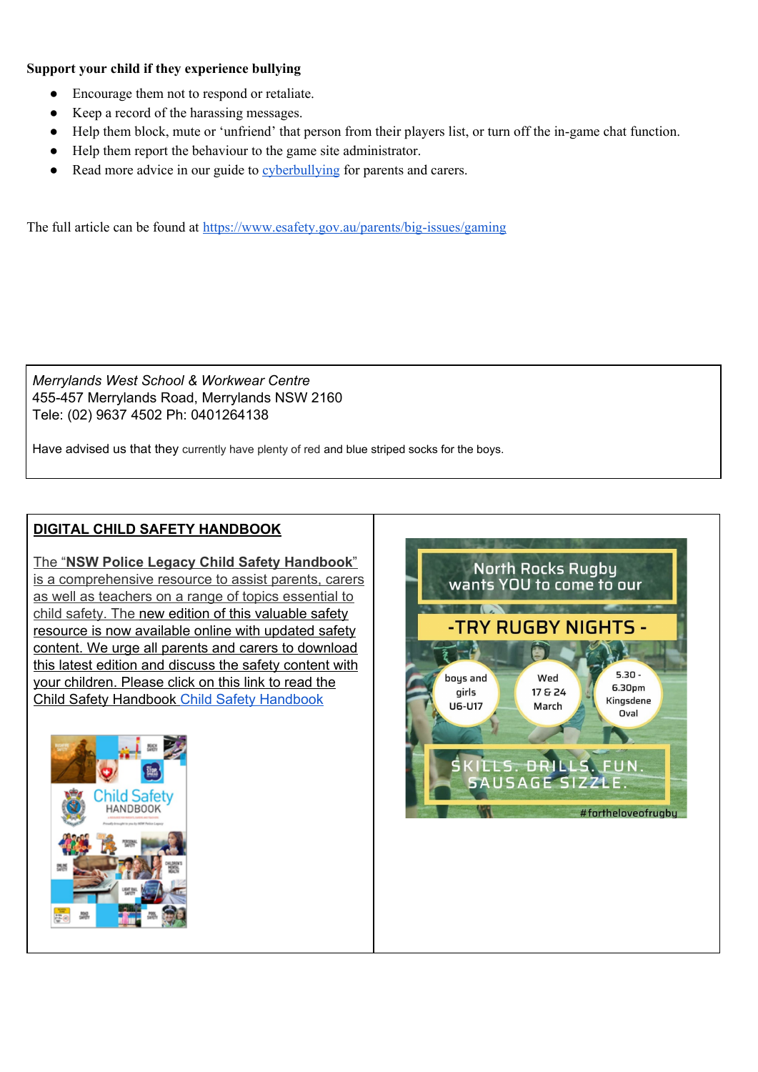**Support your child if they experience bullying**

- Encourage them not to respond or retaliate.
- Keep a record of the harassing messages.
- Help them block, mute or 'unfriend' that person from their players list, or turn off the in-game chat function.
- Help them report the behaviour to the game site administrator.
- Read more advice in our guide to cyberbullying for parents and carers.

The full article can be found at https://www.esafety.gov.au/parents/big-issues/gaming

*Merrylands West School & Workwear Centre*
455-457 Merrylands Road, Merrylands NSW 2160
Tele: (02) 9637 4502 Ph: 0401264138

Have advised us that they currently have plenty of red and blue striped socks for the boys.

**DIGITAL CHILD SAFETY HANDBOOK**

The "**NSW Police Legacy Child Safety Handbook**" is a comprehensive resource to assist parents, carers as well as teachers on a range of topics essential to child safety. The new edition of this valuable safety resource is now available online with updated safety content. We urge all parents and carers to download this latest edition and discuss the safety content with your children. Please click on this link to read the Child Safety Handbook Child Safety Handbook

North Rocks Rugby wants YOU to come to our

-TRY RUGBY NIGHTS -

boys and girls U6-U17

Wed 17 & 24 March

5.30 - 6.30pm Kingsdene Oval

SKILLS. DRILLS. FUN. SAUSAGE SIZZLE.

#fortheloveofrugby